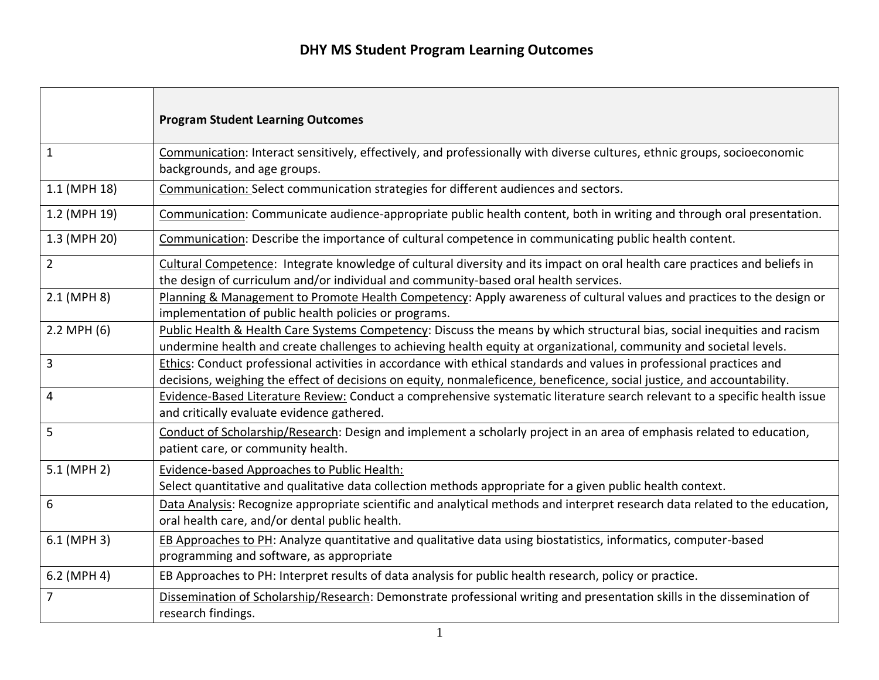# DHY MS Student Program Learning Outcomes

| | Program Student Learning Outcomes |
|---|---|
| 1 | Communication: Interact sensitively, effectively, and professionally with diverse cultures, ethnic groups, socioeconomic backgrounds, and age groups. |
| 1.1 (MPH 18) | Communication: Select communication strategies for different audiences and sectors. |
| 1.2 (MPH 19) | Communication: Communicate audience-appropriate public health content, both in writing and through oral presentation. |
| 1.3 (MPH 20) | Communication: Describe the importance of cultural competence in communicating public health content. |
| 2 | Cultural Competence: Integrate knowledge of cultural diversity and its impact on oral health care practices and beliefs in the design of curriculum and/or individual and community-based oral health services. |
| 2.1 (MPH 8) | Planning & Management to Promote Health Competency: Apply awareness of cultural values and practices to the design or implementation of public health policies or programs. |
| 2.2 MPH (6) | Public Health & Health Care Systems Competency: Discuss the means by which structural bias, social inequities and racism undermine health and create challenges to achieving health equity at organizational, community and societal levels. |
| 3 | Ethics: Conduct professional activities in accordance with ethical standards and values in professional practices and decisions, weighing the effect of decisions on equity, nonmaleficence, beneficence, social justice, and accountability. |
| 4 | Evidence-Based Literature Review: Conduct a comprehensive systematic literature search relevant to a specific health issue and critically evaluate evidence gathered. |
| 5 | Conduct of Scholarship/Research: Design and implement a scholarly project in an area of emphasis related to education, patient care, or community health. |
| 5.1 (MPH 2) | Evidence-based Approaches to Public Health: Select quantitative and qualitative data collection methods appropriate for a given public health context. |
| 6 | Data Analysis: Recognize appropriate scientific and analytical methods and interpret research data related to the education, oral health care, and/or dental public health. |
| 6.1 (MPH 3) | EB Approaches to PH: Analyze quantitative and qualitative data using biostatistics, informatics, computer-based programming and software, as appropriate |
| 6.2 (MPH 4) | EB Approaches to PH: Interpret results of data analysis for public health research, policy or practice. |
| 7 | Dissemination of Scholarship/Research: Demonstrate professional writing and presentation skills in the dissemination of research findings. |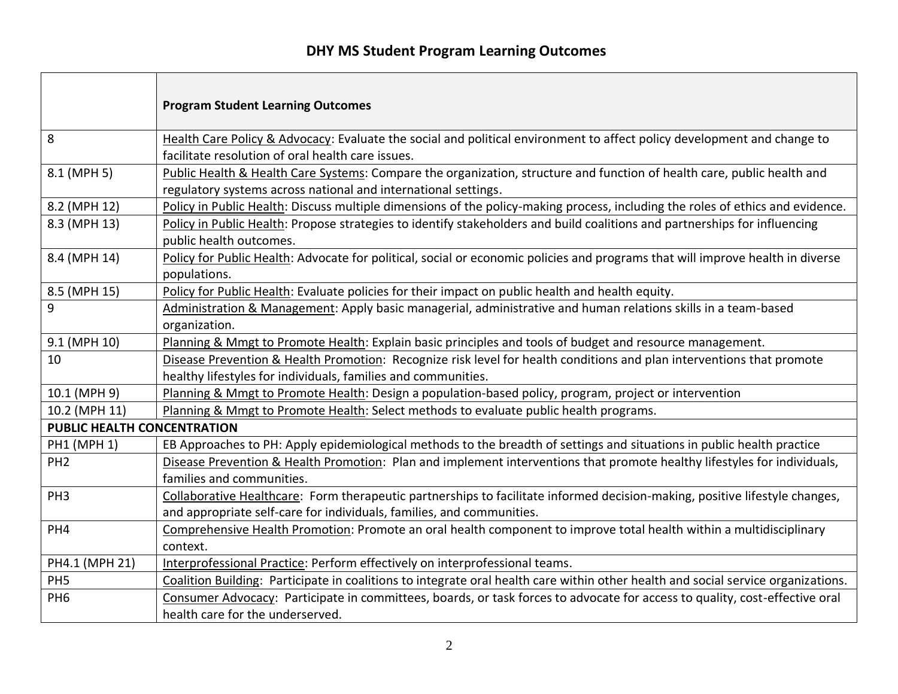# DHY MS Student Program Learning Outcomes

| | Program Student Learning Outcomes |
|---|---|
| 8 | Health Care Policy & Advocacy: Evaluate the social and political environment to affect policy development and change to facilitate resolution of oral health care issues. |
| 8.1 (MPH 5) | Public Health & Health Care Systems: Compare the organization, structure and function of health care, public health and regulatory systems across national and international settings. |
| 8.2 (MPH 12) | Policy in Public Health: Discuss multiple dimensions of the policy-making process, including the roles of ethics and evidence. |
| 8.3 (MPH 13) | Policy in Public Health: Propose strategies to identify stakeholders and build coalitions and partnerships for influencing public health outcomes. |
| 8.4 (MPH 14) | Policy for Public Health: Advocate for political, social or economic policies and programs that will improve health in diverse populations. |
| 8.5 (MPH 15) | Policy for Public Health: Evaluate policies for their impact on public health and health equity. |
| 9 | Administration & Management: Apply basic managerial, administrative and human relations skills in a team-based organization. |
| 9.1 (MPH 10) | Planning & Mmgt to Promote Health: Explain basic principles and tools of budget and resource management. |
| 10 | Disease Prevention & Health Promotion: Recognize risk level for health conditions and plan interventions that promote healthy lifestyles for individuals, families and communities. |
| 10.1 (MPH 9) | Planning & Mmgt to Promote Health: Design a population-based policy, program, project or intervention |
| 10.2 (MPH 11) | Planning & Mmgt to Promote Health: Select methods to evaluate public health programs. |
| **PUBLIC HEALTH CONCENTRATION** | |
| PH1 (MPH 1) | EB Approaches to PH: Apply epidemiological methods to the breadth of settings and situations in public health practice |
| PH2 | Disease Prevention & Health Promotion: Plan and implement interventions that promote healthy lifestyles for individuals, families and communities. |
| PH3 | Collaborative Healthcare: Form therapeutic partnerships to facilitate informed decision-making, positive lifestyle changes, and appropriate self-care for individuals, families, and communities. |
| PH4 | Comprehensive Health Promotion: Promote an oral health component to improve total health within a multidisciplinary context. |
| PH4.1 (MPH 21) | Interprofessional Practice: Perform effectively on interprofessional teams. |
| PH5 | Coalition Building: Participate in coalitions to integrate oral health care within other health and social service organizations. |
| PH6 | Consumer Advocacy: Participate in committees, boards, or task forces to advocate for access to quality, cost-effective oral health care for the underserved. |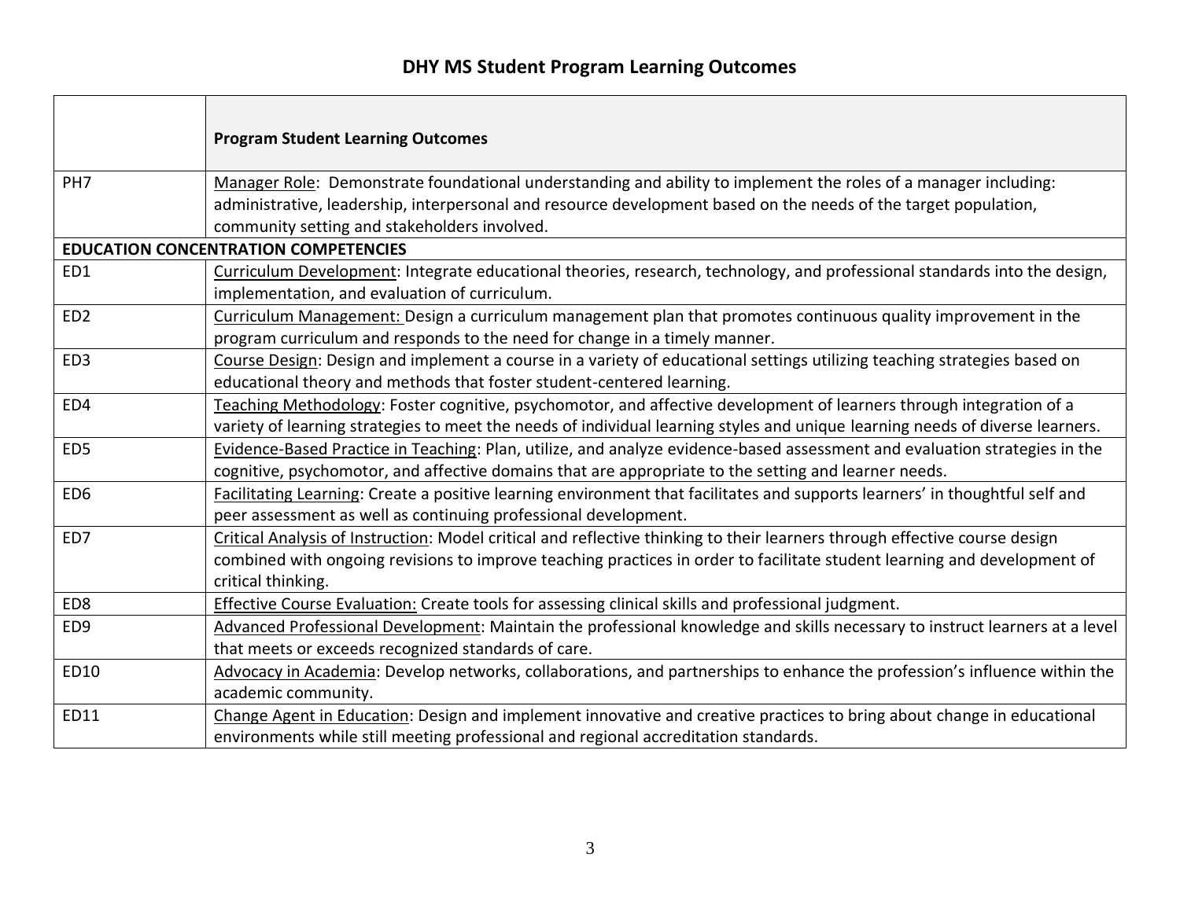## DHY MS Student Program Learning Outcomes

| | **Program Student Learning Outcomes** |
|---|---|
| PH7 | Manager Role: Demonstrate foundational understanding and ability to implement the roles of a manager including: administrative, leadership, interpersonal and resource development based on the needs of the target population, community setting and stakeholders involved. |
| **EDUCATION CONCENTRATION COMPETENCIES** | |
| ED1 | Curriculum Development: Integrate educational theories, research, technology, and professional standards into the design, implementation, and evaluation of curriculum. |
| ED2 | Curriculum Management: Design a curriculum management plan that promotes continuous quality improvement in the program curriculum and responds to the need for change in a timely manner. |
| ED3 | Course Design: Design and implement a course in a variety of educational settings utilizing teaching strategies based on educational theory and methods that foster student-centered learning. |
| ED4 | Teaching Methodology: Foster cognitive, psychomotor, and affective development of learners through integration of a variety of learning strategies to meet the needs of individual learning styles and unique learning needs of diverse learners. |
| ED5 | Evidence-Based Practice in Teaching: Plan, utilize, and analyze evidence-based assessment and evaluation strategies in the cognitive, psychomotor, and affective domains that are appropriate to the setting and learner needs. |
| ED6 | Facilitating Learning: Create a positive learning environment that facilitates and supports learners' in thoughtful self and peer assessment as well as continuing professional development. |
| ED7 | Critical Analysis of Instruction: Model critical and reflective thinking to their learners through effective course design combined with ongoing revisions to improve teaching practices in order to facilitate student learning and development of critical thinking. |
| ED8 | Effective Course Evaluation: Create tools for assessing clinical skills and professional judgment. |
| ED9 | Advanced Professional Development: Maintain the professional knowledge and skills necessary to instruct learners at a level that meets or exceeds recognized standards of care. |
| ED10 | Advocacy in Academia: Develop networks, collaborations, and partnerships to enhance the profession's influence within the academic community. |
| ED11 | Change Agent in Education: Design and implement innovative and creative practices to bring about change in educational environments while still meeting professional and regional accreditation standards. |